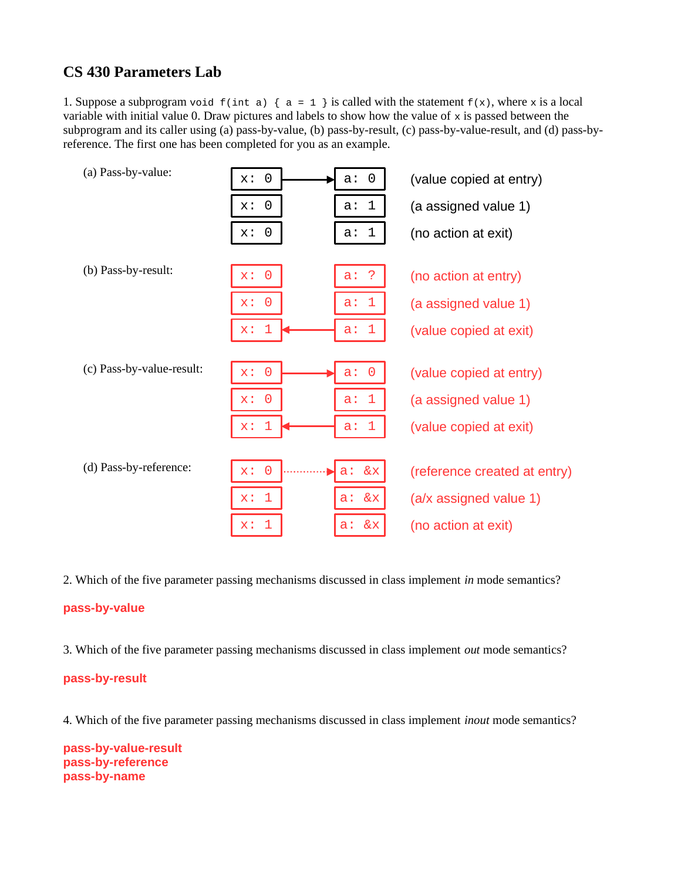## CS 430 Parameters Lab

1. Suppose a subprogram `void f(int a) { a = 1 }` is called with the statement `f(x)`, where `x` is a local variable with initial value 0. Draw pictures and labels to show how the value of `x` is passed between the subprogram and its caller using (a) pass-by-value, (b) pass-by-result, (c) pass-by-value-result, and (d) pass-by-reference. The first one has been completed for you as an example.

(a) Pass-by-value:

| Caller | | Subprogram | |
|---|---|---|---|
| `x: 0` | → | `a: 0` | (value copied at entry) |
| `x: 0` | | `a: 1` | (a assigned value 1) |
| `x: 0` | | `a: 1` | (no action at exit) |

(b) Pass-by-result:

| Caller | | Subprogram | |
|---|---|---|---|
| `x: 0` | | `a: ?` | (no action at entry) |
| `x: 0` | | `a: 1` | (a assigned value 1) |
| `x: 1` | ← | `a: 1` | (value copied at exit) |

(c) Pass-by-value-result:

| Caller | | Subprogram | |
|---|---|---|---|
| `x: 0` | → | `a: 0` | (value copied at entry) |
| `x: 0` | | `a: 1` | (a assigned value 1) |
| `x: 1` | ← | `a: 1` | (value copied at exit) |

(d) Pass-by-reference:

| Caller | | Subprogram | |
|---|---|---|---|
| `x: 0` | ⋯→ | `a: &x` | (reference created at entry) |
| `x: 1` | | `a: &x` | (a/x assigned value 1) |
| `x: 1` | | `a: &x` | (no action at exit) |

2. Which of the five parameter passing mechanisms discussed in class implement *in* mode semantics?

**pass-by-value**

3. Which of the five parameter passing mechanisms discussed in class implement *out* mode semantics?

**pass-by-result**

4. Which of the five parameter passing mechanisms discussed in class implement *inout* mode semantics?

**pass-by-value-result**
**pass-by-reference**
**pass-by-name**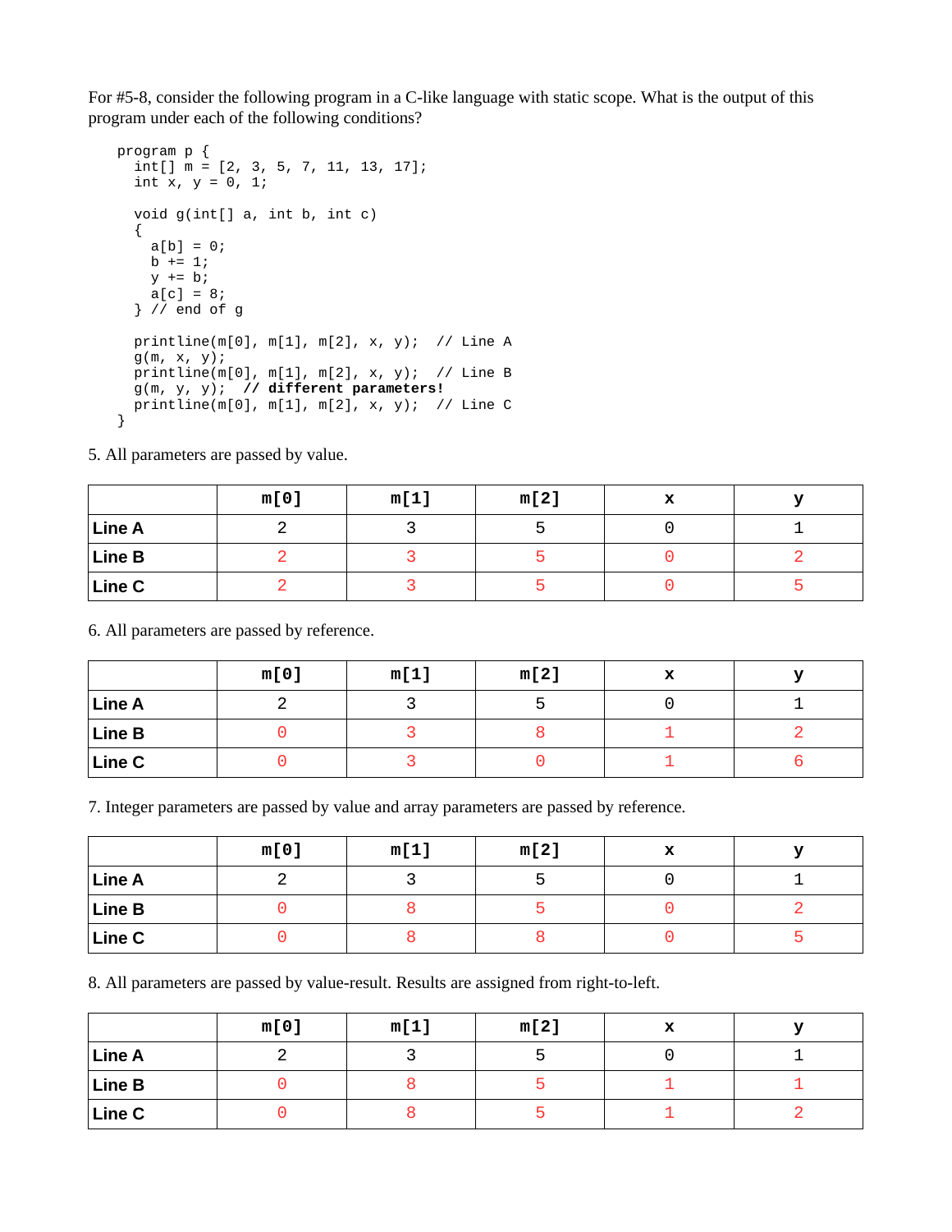For #5-8, consider the following program in a C-like language with static scope. What is the output of this program under each of the following conditions?

```
program p {
  int[] m = [2, 3, 5, 7, 11, 13, 17];
  int x, y = 0, 1;

  void g(int[] a, int b, int c)
  {
    a[b] = 0;
    b += 1;
    y += b;
    a[c] = 8;
  } // end of g

  println(m[0], m[1], m[2], x, y);  // Line A
  g(m, x, y);
  println(m[0], m[1], m[2], x, y);  // Line B
  g(m, y, y);  // different parameters!
  println(m[0], m[1], m[2], x, y);  // Line C
}
```

5. All parameters are passed by value.

| | m[0] | m[1] | m[2] | x | y |
|---|---|---|---|---|---|
| **Line A** | 2 | 3 | 5 | 0 | 1 |
| **Line B** | 2 | 3 | 5 | 0 | 2 |
| **Line C** | 2 | 3 | 5 | 0 | 5 |

6. All parameters are passed by reference.

| | m[0] | m[1] | m[2] | x | y |
|---|---|---|---|---|---|
| **Line A** | 2 | 3 | 5 | 0 | 1 |
| **Line B** | 0 | 3 | 8 | 1 | 2 |
| **Line C** | 0 | 3 | 0 | 1 | 6 |

7. Integer parameters are passed by value and array parameters are passed by reference.

| | m[0] | m[1] | m[2] | x | y |
|---|---|---|---|---|---|
| **Line A** | 2 | 3 | 5 | 0 | 1 |
| **Line B** | 0 | 8 | 5 | 0 | 2 |
| **Line C** | 0 | 8 | 8 | 0 | 5 |

8. All parameters are passed by value-result. Results are assigned from right-to-left.

| | m[0] | m[1] | m[2] | x | y |
|---|---|---|---|---|---|
| **Line A** | 2 | 3 | 5 | 0 | 1 |
| **Line B** | 0 | 8 | 5 | 1 | 1 |
| **Line C** | 0 | 8 | 5 | 1 | 2 |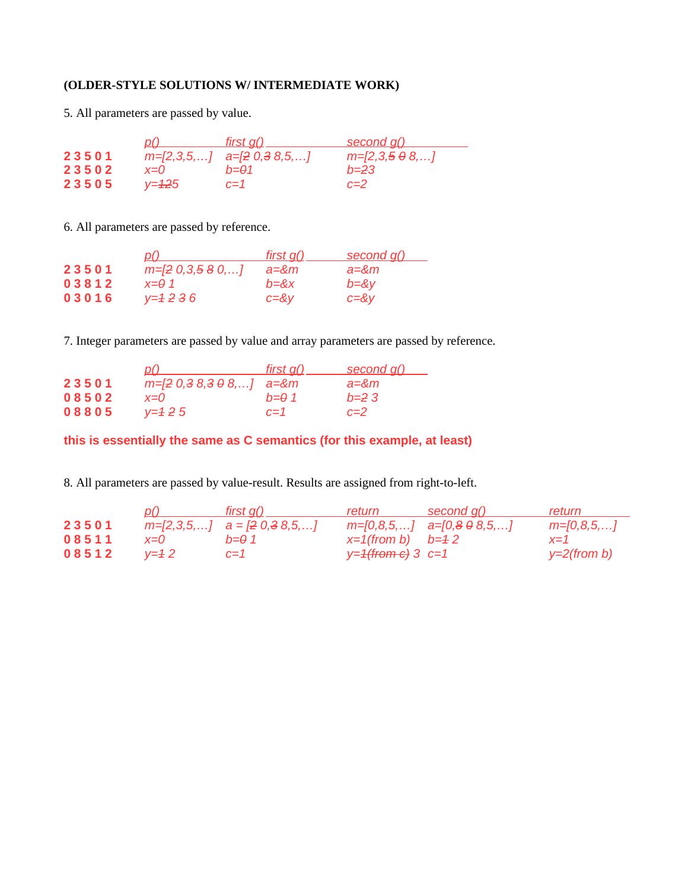**(OLDER-STYLE SOLUTIONS W/ INTERMEDIATE WORK)**

5. All parameters are passed by value.

| | p() | first g() | second g() |
|---|---|---|---|
| **2 3 5 0 1** | *m=[2,3,5,…]* | *a=[~~2~~ 0,~~3~~ 8,5,…]* | *m=[2,3,~~5~~ ~~0~~ 8,…]* |
| **2 3 5 0 2** | *x=0* | *b=~~0~~1* | *b=~~2~~3* |
| **2 3 5 0 5** | *y=~~1~~~~2~~5* | *c=1* | *c=2* |

6. All parameters are passed by reference.

| | p() | first g() | second g() |
|---|---|---|---|
| **2 3 5 0 1** | *m=[~~2~~ 0,3,~~5~~ ~~8~~ 0,…]* | *a=&m* | *a=&m* |
| **0 3 8 1 2** | *x=~~0~~ 1* | *b=&x* | *b=&y* |
| **0 3 0 1 6** | *y=~~1~~ ~~2~~ ~~3~~ 6* | *c=&y* | *c=&y* |

7. Integer parameters are passed by value and array parameters are passed by reference.

| | p() | first g() | second g() |
|---|---|---|---|
| **2 3 5 0 1** | *m=[~~2~~ 0,~~3~~ 8,~~3~~ ~~0~~ 8,…]* | *a=&m* | *a=&m* |
| **0 8 5 0 2** | *x=0* | *b=~~0~~ 1* | *b=~~2~~ 3* |
| **0 8 8 0 5** | *y=~~1~~ ~~2~~ 5* | *c=1* | *c=2* |

**this is essentially the same as C semantics (for this example, at least)**

8. All parameters are passed by value-result. Results are assigned from right-to-left.

| | p() | first g() | return | second g() | return |
|---|---|---|---|---|---|
| **2 3 5 0 1** | *m=[2,3,5,…]* | *a = [~~2~~ 0,~~3~~ 8,5,…]* | *m=[0,8,5,…]* | *a=[0,~~8~~ ~~0~~ 8,5,…]* | *m=[0,8,5,…]* |
| **0 8 5 1 1** | *x=0* | *b=~~0~~ 1* | *x=1(from b)* | *b=~~1~~ 2* | *x=1* |
| **0 8 5 1 2** | *y=~~1~~ 2* | *c=1* | *y=~~1(from c)~~ 3* | *c=1* | *y=2(from b)* |